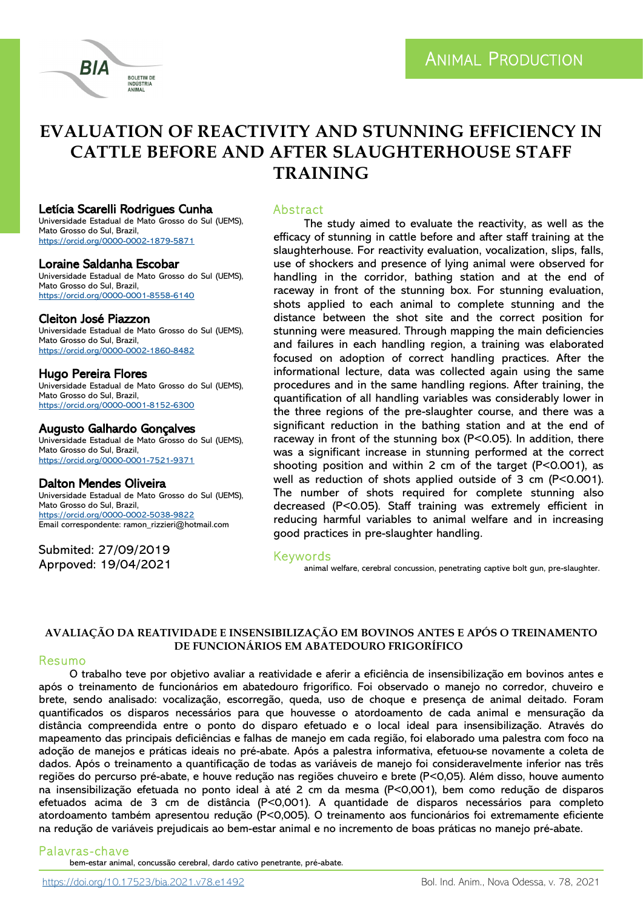ANIMAL PRODUCTION

# EVALUATION OF REACTIVITY AND STUNNING EFFICIENCY IN CATTLE BEFORE AND AFTER SLAUGHTERHOUSE STAFF TRAINING

**Letícia Scarelli Rodrigues Cunha**
Universidade Estadual de Mato Grosso do Sul (UEMS), Mato Grosso do Sul, Brazil,
https://orcid.org/0000-0002-1879-5871

**Loraine Saldanha Escobar**
Universidade Estadual de Mato Grosso do Sul (UEMS), Mato Grosso do Sul, Brazil,
https://orcid.org/0000-0001-8558-6140

**Cleiton José Piazzon**
Universidade Estadual de Mato Grosso do Sul (UEMS), Mato Grosso do Sul, Brazil,
https://orcid.org/0000-0002-1860-8482

**Hugo Pereira Flores**
Universidade Estadual de Mato Grosso do Sul (UEMS), Mato Grosso do Sul, Brazil,
https://orcid.org/0000-0001-8152-6300

**Augusto Galhardo Gonçalves**
Universidade Estadual de Mato Grosso do Sul (UEMS), Mato Grosso do Sul, Brazil,
https://orcid.org/0000-0001-7521-9371

**Dalton Mendes Oliveira**
Universidade Estadual de Mato Grosso do Sul (UEMS), Mato Grosso do Sul, Brazil,
https://orcid.org/0000-0002-5038-9822
Email correspondente: ramon_rizzieri@hotmail.com

Submited: 27/09/2019
Arpproved: 19/04/2021

## Abstract

The study aimed to evaluate the reactivity, as well as the efficacy of stunning in cattle before and after staff training at the slaughterhouse. For reactivity evaluation, vocalization, slips, falls, use of shockers and presence of lying animal were observed for handling in the corridor, bathing station and at the end of raceway in front of the stunning box. For stunning evaluation, shots applied to each animal to complete stunning and the distance between the shot site and the correct position for stunning were measured. Through mapping the main deficiencies and failures in each handling region, a training was elaborated focused on adoption of correct handling practices. After the informational lecture, data was collected again using the same procedures and in the same handling regions. After training, the quantification of all handling variables was considerably lower in the three regions of the pre-slaughter course, and there was a significant reduction in the bathing station and at the end of raceway in front of the stunning box ($P<0.05$). In addition, there was a significant increase in stunning performed at the correct shooting position and within 2 cm of the target ($P<0.001$), as well as reduction of shots applied outside of 3 cm ($P<0.001$). The number of shots required for complete stunning also decreased ($P<0.05$). Staff training was extremely efficient in reducing harmful variables to animal welfare and in increasing good practices in pre-slaughter handling.

## Keywords

animal welfare, cerebral concussion, penetrating captive bolt gun, pre-slaughter.

# AVALIAÇÃO DA REATIVIDADE E INSENSIBILIZAÇÃO EM BOVINOS ANTES E APÓS O TREINAMENTO DE FUNCIONÁRIOS EM ABATEDOURO FRIGORÍFICO

## Resumo

O trabalho teve por objetivo avaliar a reatividade e aferir a eficiência de insensibilização em bovinos antes e após o treinamento de funcionários em abatedouro frigorífico. Foi observado o manejo no corredor, chuveiro e brete, sendo analisado: vocalização, escorregão, queda, uso de choque e presença de animal deitado. Foram quantificados os disparos necessários para que houvesse o atordoamento de cada animal e mensuração da distância compreendida entre o ponto do disparo efetuado e o local ideal para insensibilização. Através do mapeamento das principais deficiências e falhas de manejo em cada região, foi elaborado uma palestra com foco na adoção de manejos e práticas ideais no pré-abate. Após a palestra informativa, efetuou-se novamente a coleta de dados. Após o treinamento a quantificação de todas as variáveis de manejo foi consideravelmente inferior nas três regiões do percurso pré-abate, e houve redução nas regiões chuveiro e brete ($P<0,05$). Além disso, houve aumento na insensibilização efetuada no ponto ideal à até 2 cm da mesma ($P<0,001$), bem como redução de disparos efetuados acima de 3 cm de distância ($P<0,001$). A quantidade de disparos necessários para completo atordoamento também apresentou redução ($P<0,005$). O treinamento aos funcionários foi extremamente eficiente na redução de variáveis prejudicais ao bem-estar animal e no incremento de boas práticas no manejo pré-abate.

## Palavras-chave

bem-estar animal, concussão cerebral, dardo cativo penetrante, pré-abate.

https://doi.org/10.17523/bia.2021.v78.e1492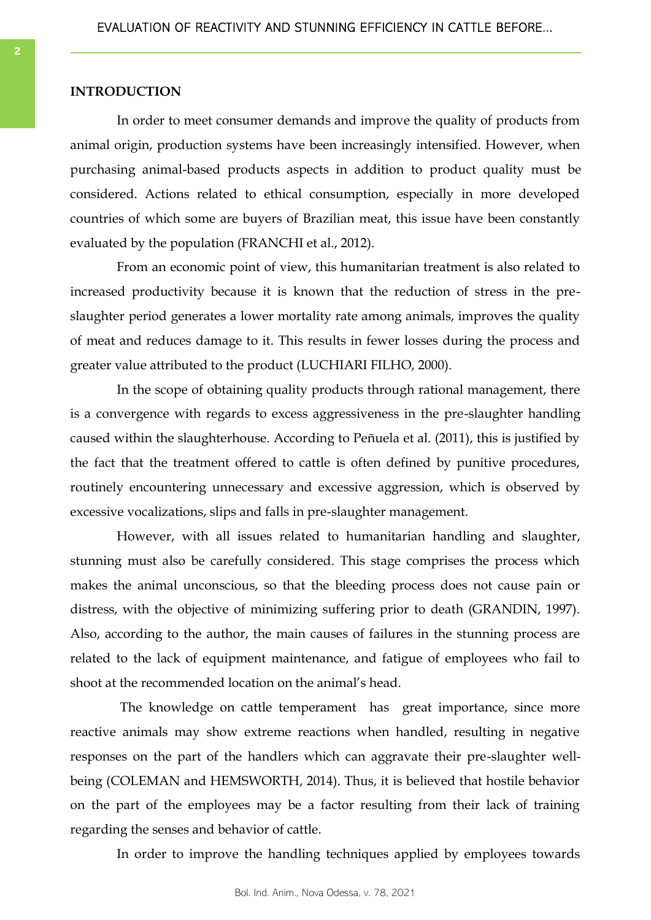## INTRODUCTION

In order to meet consumer demands and improve the quality of products from animal origin, production systems have been increasingly intensified. However, when purchasing animal-based products aspects in addition to product quality must be considered. Actions related to ethical consumption, especially in more developed countries of which some are buyers of Brazilian meat, this issue have been constantly evaluated by the population (FRANCHI et al., 2012).

From an economic point of view, this humanitarian treatment is also related to increased productivity because it is known that the reduction of stress in the pre-slaughter period generates a lower mortality rate among animals, improves the quality of meat and reduces damage to it. This results in fewer losses during the process and greater value attributed to the product (LUCHIARI FILHO, 2000).

In the scope of obtaining quality products through rational management, there is a convergence with regards to excess aggressiveness in the pre-slaughter handling caused within the slaughterhouse. According to Peñuela et al. (2011), this is justified by the fact that the treatment offered to cattle is often defined by punitive procedures, routinely encountering unnecessary and excessive aggression, which is observed by excessive vocalizations, slips and falls in pre-slaughter management.

However, with all issues related to humanitarian handling and slaughter, stunning must also be carefully considered. This stage comprises the process which makes the animal unconscious, so that the bleeding process does not cause pain or distress, with the objective of minimizing suffering prior to death (GRANDIN, 1997). Also, according to the author, the main causes of failures in the stunning process are related to the lack of equipment maintenance, and fatigue of employees who fail to shoot at the recommended location on the animal's head.

The knowledge on cattle temperament has great importance, since more reactive animals may show extreme reactions when handled, resulting in negative responses on the part of the handlers which can aggravate their pre-slaughter well-being (COLEMAN and HEMSWORTH, 2014). Thus, it is believed that hostile behavior on the part of the employees may be a factor resulting from their lack of training regarding the senses and behavior of cattle.

In order to improve the handling techniques applied by employees towards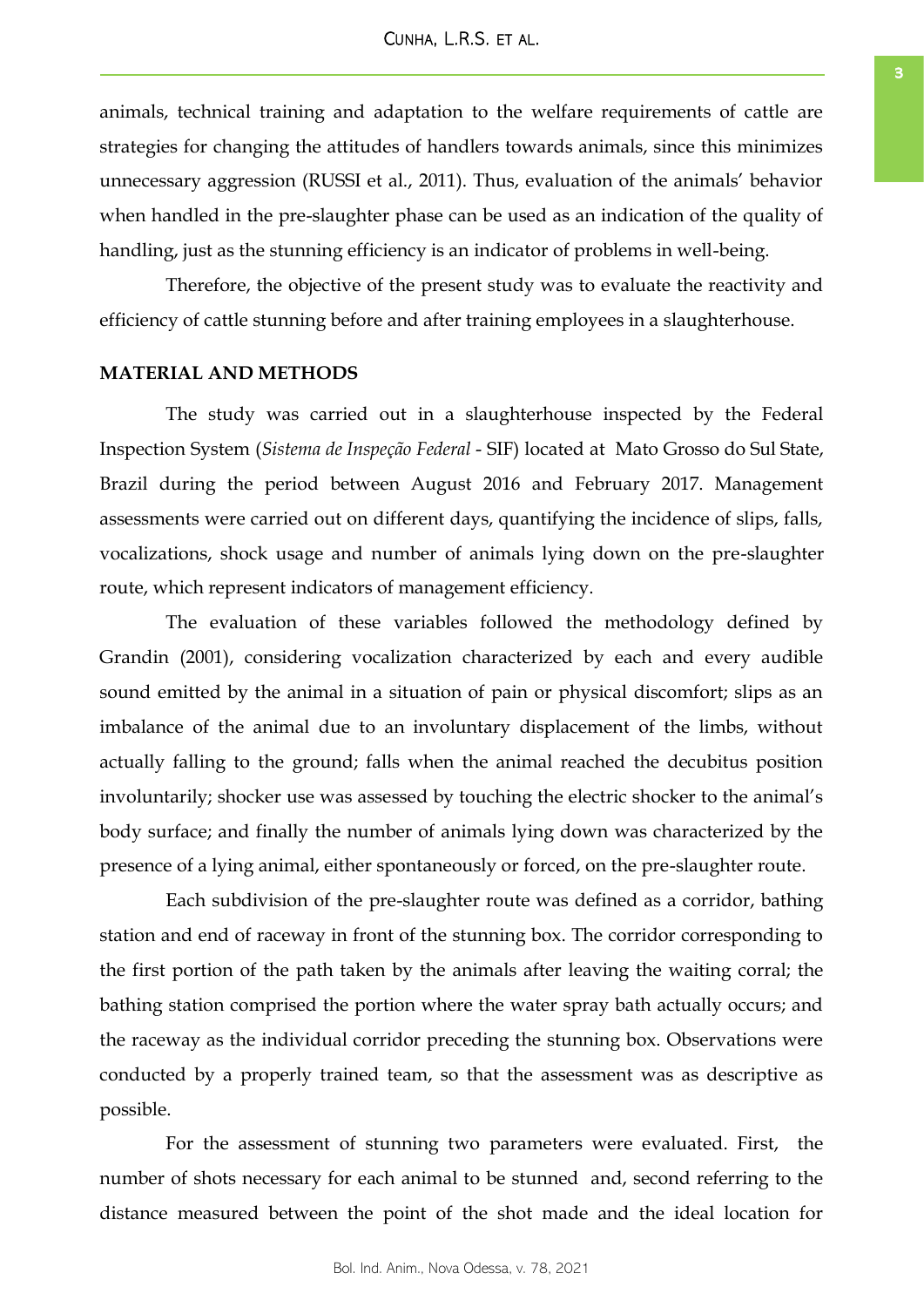animals, technical training and adaptation to the welfare requirements of cattle are strategies for changing the attitudes of handlers towards animals, since this minimizes unnecessary aggression (RUSSI et al., 2011). Thus, evaluation of the animals' behavior when handled in the pre-slaughter phase can be used as an indication of the quality of handling, just as the stunning efficiency is an indicator of problems in well-being.

Therefore, the objective of the present study was to evaluate the reactivity and efficiency of cattle stunning before and after training employees in a slaughterhouse.

## MATERIAL AND METHODS

The study was carried out in a slaughterhouse inspected by the Federal Inspection System (*Sistema de Inspeção Federal* - SIF) located at Mato Grosso do Sul State, Brazil during the period between August 2016 and February 2017. Management assessments were carried out on different days, quantifying the incidence of slips, falls, vocalizations, shock usage and number of animals lying down on the pre-slaughter route, which represent indicators of management efficiency.

The evaluation of these variables followed the methodology defined by Grandin (2001), considering vocalization characterized by each and every audible sound emitted by the animal in a situation of pain or physical discomfort; slips as an imbalance of the animal due to an involuntary displacement of the limbs, without actually falling to the ground; falls when the animal reached the decubitus position involuntarily; shocker use was assessed by touching the electric shocker to the animal's body surface; and finally the number of animals lying down was characterized by the presence of a lying animal, either spontaneously or forced, on the pre-slaughter route.

Each subdivision of the pre-slaughter route was defined as a corridor, bathing station and end of raceway in front of the stunning box. The corridor corresponding to the first portion of the path taken by the animals after leaving the waiting corral; the bathing station comprised the portion where the water spray bath actually occurs; and the raceway as the individual corridor preceding the stunning box. Observations were conducted by a properly trained team, so that the assessment was as descriptive as possible.

For the assessment of stunning two parameters were evaluated. First, the number of shots necessary for each animal to be stunned and, second referring to the distance measured between the point of the shot made and the ideal location for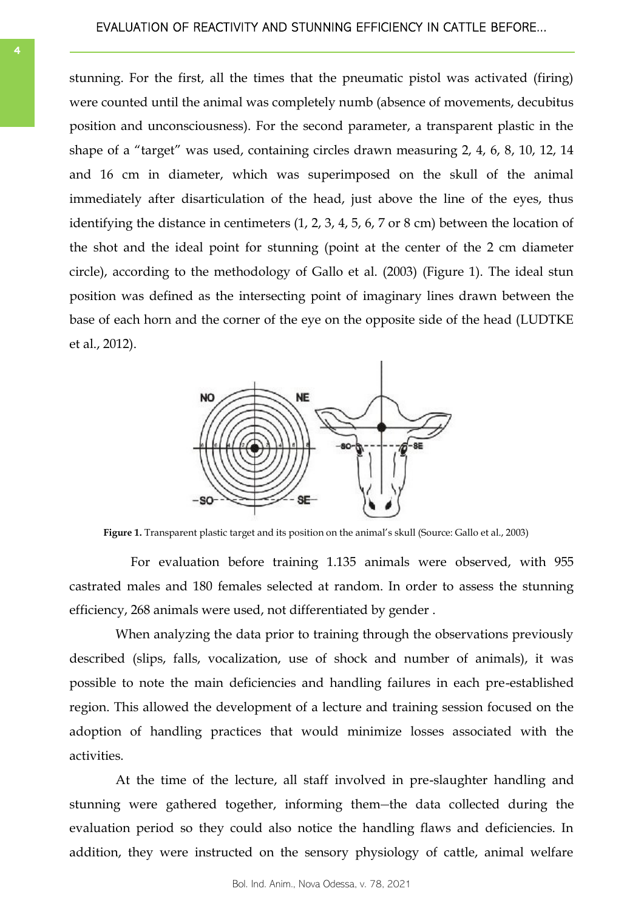stunning. For the first, all the times that the pneumatic pistol was activated (firing) were counted until the animal was completely numb (absence of movements, decubitus position and unconsciousness). For the second parameter, a transparent plastic in the shape of a "target" was used, containing circles drawn measuring 2, 4, 6, 8, 10, 12, 14 and 16 cm in diameter, which was superimposed on the skull of the animal immediately after disarticulation of the head, just above the line of the eyes, thus identifying the distance in centimeters (1, 2, 3, 4, 5, 6, 7 or 8 cm) between the location of the shot and the ideal point for stunning (point at the center of the 2 cm diameter circle), according to the methodology of Gallo et al. (2003) (Figure 1). The ideal stun position was defined as the intersecting point of imaginary lines drawn between the base of each horn and the corner of the eye on the opposite side of the head (LUDTKE et al., 2012).

**Figure 1.** Transparent plastic target and its position on the animal's skull (Source: Gallo et al., 2003)

For evaluation before training 1.135 animals were observed, with 955 castrated males and 180 females selected at random. In order to assess the stunning efficiency, 268 animals were used, not differentiated by gender .

When analyzing the data prior to training through the observations previously described (slips, falls, vocalization, use of shock and number of animals), it was possible to note the main deficiencies and handling failures in each pre-established region. This allowed the development of a lecture and training session focused on the adoption of handling practices that would minimize losses associated with the activities.

At the time of the lecture, all staff involved in pre-slaughter handling and stunning were gathered together, informing them–the data collected during the evaluation period so they could also notice the handling flaws and deficiencies. In addition, they were instructed on the sensory physiology of cattle, animal welfare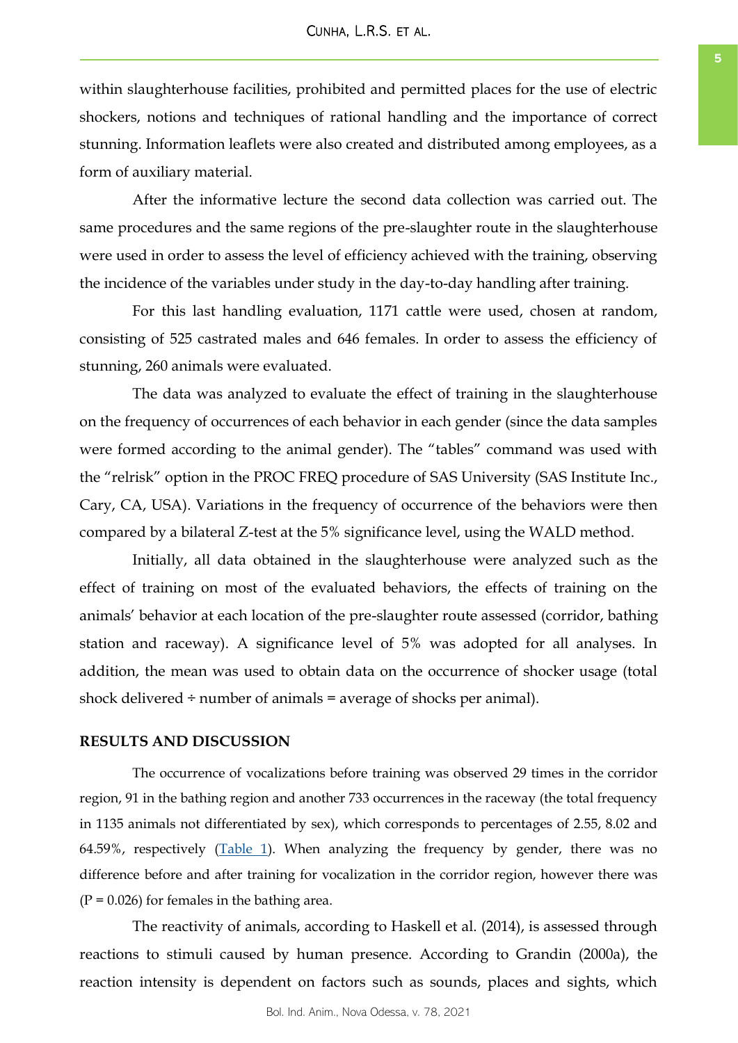within slaughterhouse facilities, prohibited and permitted places for the use of electric shockers, notions and techniques of rational handling and the importance of correct stunning. Information leaflets were also created and distributed among employees, as a form of auxiliary material.

After the informative lecture the second data collection was carried out. The same procedures and the same regions of the pre-slaughter route in the slaughterhouse were used in order to assess the level of efficiency achieved with the training, observing the incidence of the variables under study in the day-to-day handling after training.

For this last handling evaluation, 1171 cattle were used, chosen at random, consisting of 525 castrated males and 646 females. In order to assess the efficiency of stunning, 260 animals were evaluated.

The data was analyzed to evaluate the effect of training in the slaughterhouse on the frequency of occurrences of each behavior in each gender (since the data samples were formed according to the animal gender). The "tables" command was used with the "relrisk" option in the PROC FREQ procedure of SAS University (SAS Institute Inc., Cary, CA, USA). Variations in the frequency of occurrence of the behaviors were then compared by a bilateral Z-test at the 5% significance level, using the WALD method.

Initially, all data obtained in the slaughterhouse were analyzed such as the effect of training on most of the evaluated behaviors, the effects of training on the animals' behavior at each location of the pre-slaughter route assessed (corridor, bathing station and raceway). A significance level of 5% was adopted for all analyses. In addition, the mean was used to obtain data on the occurrence of shocker usage (total shock delivered ÷ number of animals = average of shocks per animal).

## RESULTS AND DISCUSSION

The occurrence of vocalizations before training was observed 29 times in the corridor region, 91 in the bathing region and another 733 occurrences in the raceway (the total frequency in 1135 animals not differentiated by sex), which corresponds to percentages of 2.55, 8.02 and 64.59%, respectively (Table 1). When analyzing the frequency by gender, there was no difference before and after training for vocalization in the corridor region, however there was (P = 0.026) for females in the bathing area.

The reactivity of animals, according to Haskell et al. (2014), is assessed through reactions to stimuli caused by human presence. According to Grandin (2000a), the reaction intensity is dependent on factors such as sounds, places and sights, which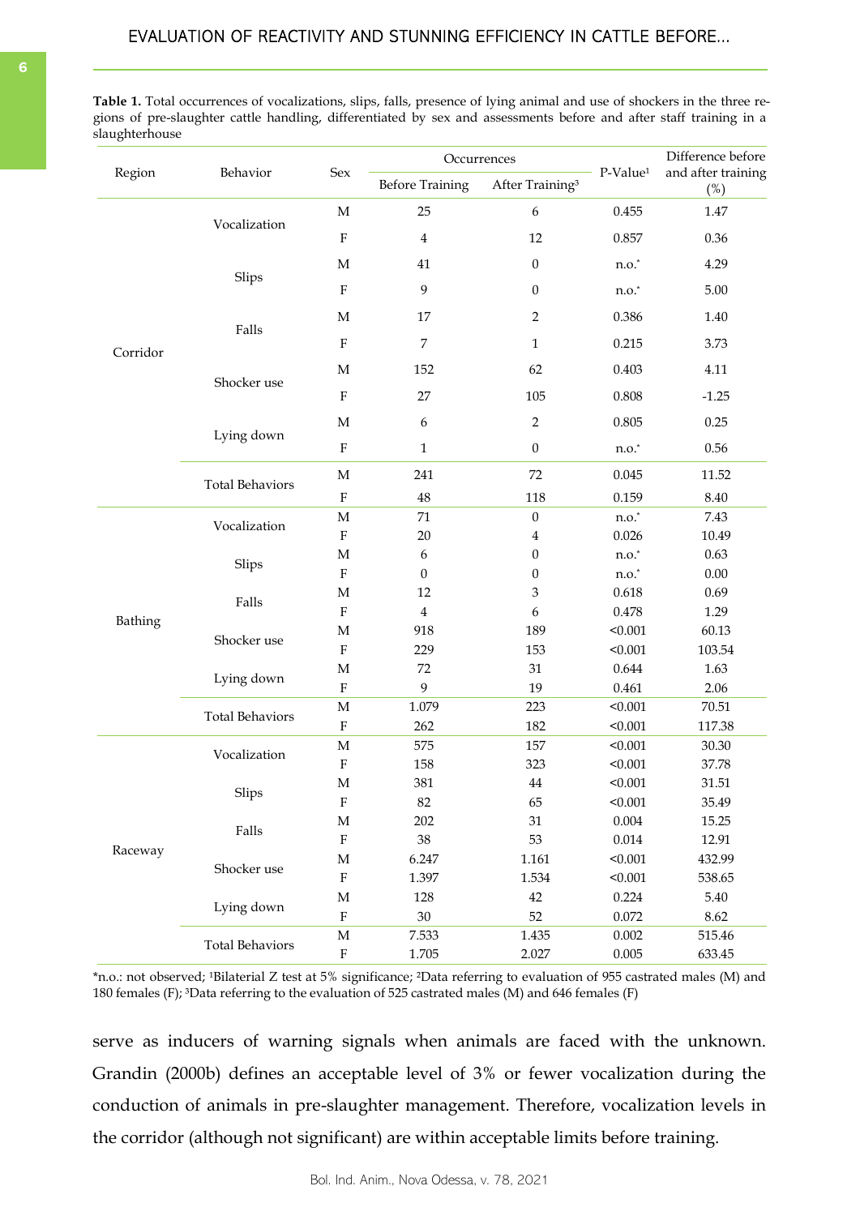**Table 1.** Total occurrences of vocalizations, slips, falls, presence of lying animal and use of shockers in the three regions of pre-slaughter cattle handling, differentiated by sex and assessments before and after staff training in a slaughterhouse

| Region | Behavior | Sex | Occurrences | | P-Value[1] | Difference before and after training (%) |
|---|---|---|---|---|---|---|
| | | | Before Training | After Training[3] | | |
| Corridor | Vocalization | M | 25 | 6 | 0.455 | 1.47 |
| | | F | 4 | 12 | 0.857 | 0.36 |
| | Slips | M | 41 | 0 | n.o.* | 4.29 |
| | | F | 9 | 0 | n.o.* | 5.00 |
| | Falls | M | 17 | 2 | 0.386 | 1.40 |
| | | F | 7 | 1 | 0.215 | 3.73 |
| | Shocker use | M | 152 | 62 | 0.403 | 4.11 |
| | | F | 27 | 105 | 0.808 | -1.25 |
| | Lying down | M | 6 | 2 | 0.805 | 0.25 |
| | | F | 1 | 0 | n.o.* | 0.56 |
| | Total Behaviors | M | 241 | 72 | 0.045 | 11.52 |
| | | F | 48 | 118 | 0.159 | 8.40 |
| Bathing | Vocalization | M | 71 | 0 | n.o.* | 7.43 |
| | | F | 20 | 4 | 0.026 | 10.49 |
| | Slips | M | 6 | 0 | n.o.* | 0.63 |
| | | F | 0 | 0 | n.o.* | 0.00 |
| | Falls | M | 12 | 3 | 0.618 | 0.69 |
| | | F | 4 | 6 | 0.478 | 1.29 |
| | Shocker use | M | 918 | 189 | <0.001 | 60.13 |
| | | F | 229 | 153 | <0.001 | 103.54 |
| | Lying down | M | 72 | 31 | 0.644 | 1.63 |
| | | F | 9 | 19 | 0.461 | 2.06 |
| | Total Behaviors | M | 1.079 | 223 | <0.001 | 70.51 |
| | | F | 262 | 182 | <0.001 | 117.38 |
| Raceway | Vocalization | M | 575 | 157 | <0.001 | 30.30 |
| | | F | 158 | 323 | <0.001 | 37.78 |
| | Slips | M | 381 | 44 | <0.001 | 31.51 |
| | | F | 82 | 65 | <0.001 | 35.49 |
| | Falls | M | 202 | 31 | 0.004 | 15.25 |
| | | F | 38 | 53 | 0.014 | 12.91 |
| | Shocker use | M | 6.247 | 1.161 | <0.001 | 432.99 |
| | | F | 1.397 | 1.534 | <0.001 | 538.65 |
| | Lying down | M | 128 | 42 | 0.224 | 5.40 |
| | | F | 30 | 52 | 0.072 | 8.62 |
| | Total Behaviors | M | 7.533 | 1.435 | 0.002 | 515.46 |
| | | F | 1.705 | 2.027 | 0.005 | 633.45 |

*n.o.: not observed; [1]Bilaterial Z test at 5% significance; [2]Data referring to evaluation of 955 castrated males (M) and 180 females (F); [3]Data referring to the evaluation of 525 castrated males (M) and 646 females (F)

serve as inducers of warning signals when animals are faced with the unknown. Grandin (2000b) defines an acceptable level of 3% or fewer vocalization during the conduction of animals in pre-slaughter management. Therefore, vocalization levels in the corridor (although not significant) are within acceptable limits before training.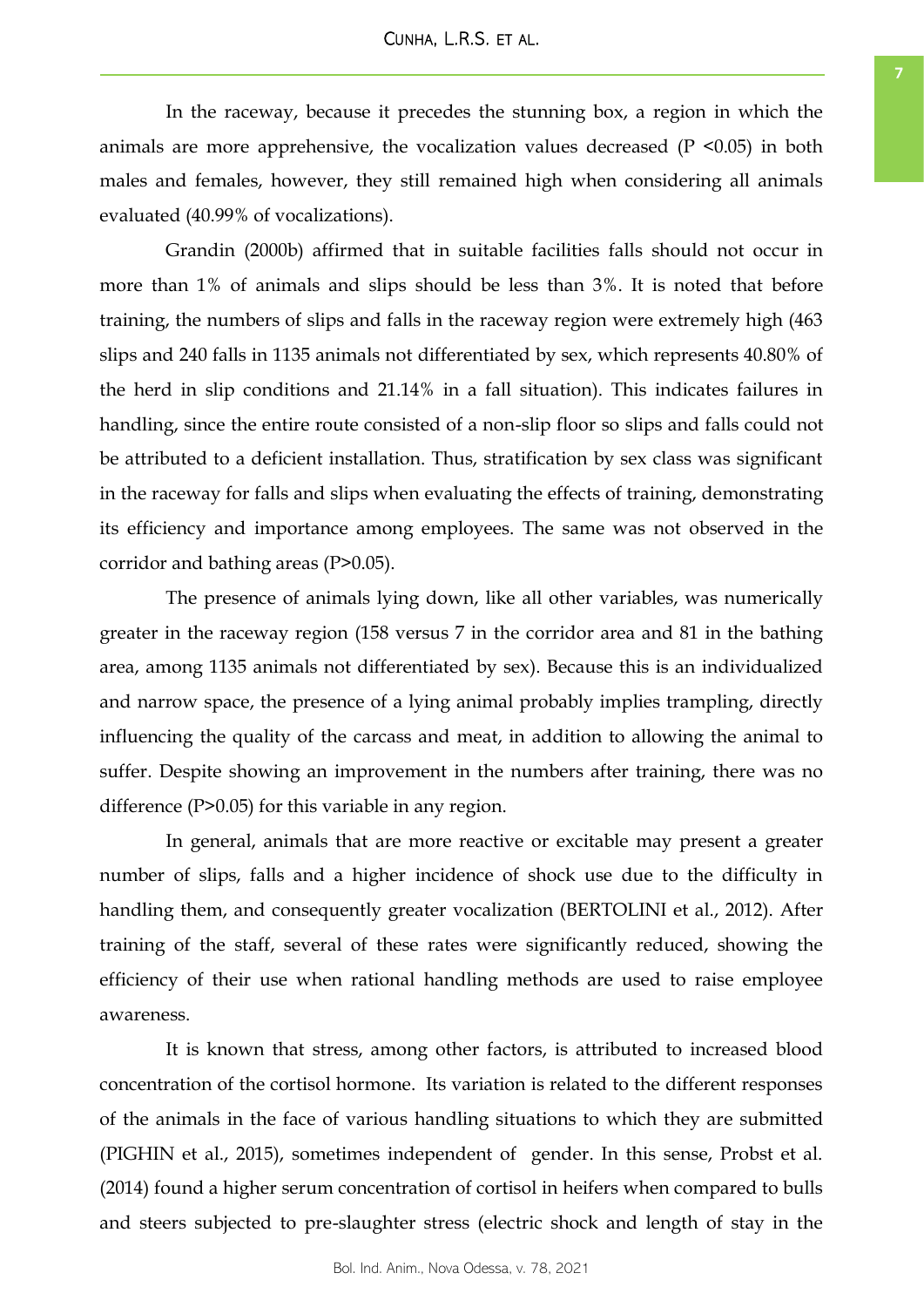In the raceway, because it precedes the stunning box, a region in which the animals are more apprehensive, the vocalization values decreased ($P < 0.05$) in both males and females, however, they still remained high when considering all animals evaluated (40.99% of vocalizations).

Grandin (2000b) affirmed that in suitable facilities falls should not occur in more than 1% of animals and slips should be less than 3%. It is noted that before training, the numbers of slips and falls in the raceway region were extremely high (463 slips and 240 falls in 1135 animals not differentiated by sex, which represents 40.80% of the herd in slip conditions and 21.14% in a fall situation). This indicates failures in handling, since the entire route consisted of a non-slip floor so slips and falls could not be attributed to a deficient installation. Thus, stratification by sex class was significant in the raceway for falls and slips when evaluating the effects of training, demonstrating its efficiency and importance among employees. The same was not observed in the corridor and bathing areas ($P > 0.05$).

The presence of animals lying down, like all other variables, was numerically greater in the raceway region (158 versus 7 in the corridor area and 81 in the bathing area, among 1135 animals not differentiated by sex). Because this is an individualized and narrow space, the presence of a lying animal probably implies trampling, directly influencing the quality of the carcass and meat, in addition to allowing the animal to suffer. Despite showing an improvement in the numbers after training, there was no difference ($P > 0.05$) for this variable in any region.

In general, animals that are more reactive or excitable may present a greater number of slips, falls and a higher incidence of shock use due to the difficulty in handling them, and consequently greater vocalization (BERTOLINI et al., 2012). After training of the staff, several of these rates were significantly reduced, showing the efficiency of their use when rational handling methods are used to raise employee awareness.

It is known that stress, among other factors, is attributed to increased blood concentration of the cortisol hormone. Its variation is related to the different responses of the animals in the face of various handling situations to which they are submitted (PIGHIN et al., 2015), sometimes independent of gender. In this sense, Probst et al. (2014) found a higher serum concentration of cortisol in heifers when compared to bulls and steers subjected to pre-slaughter stress (electric shock and length of stay in the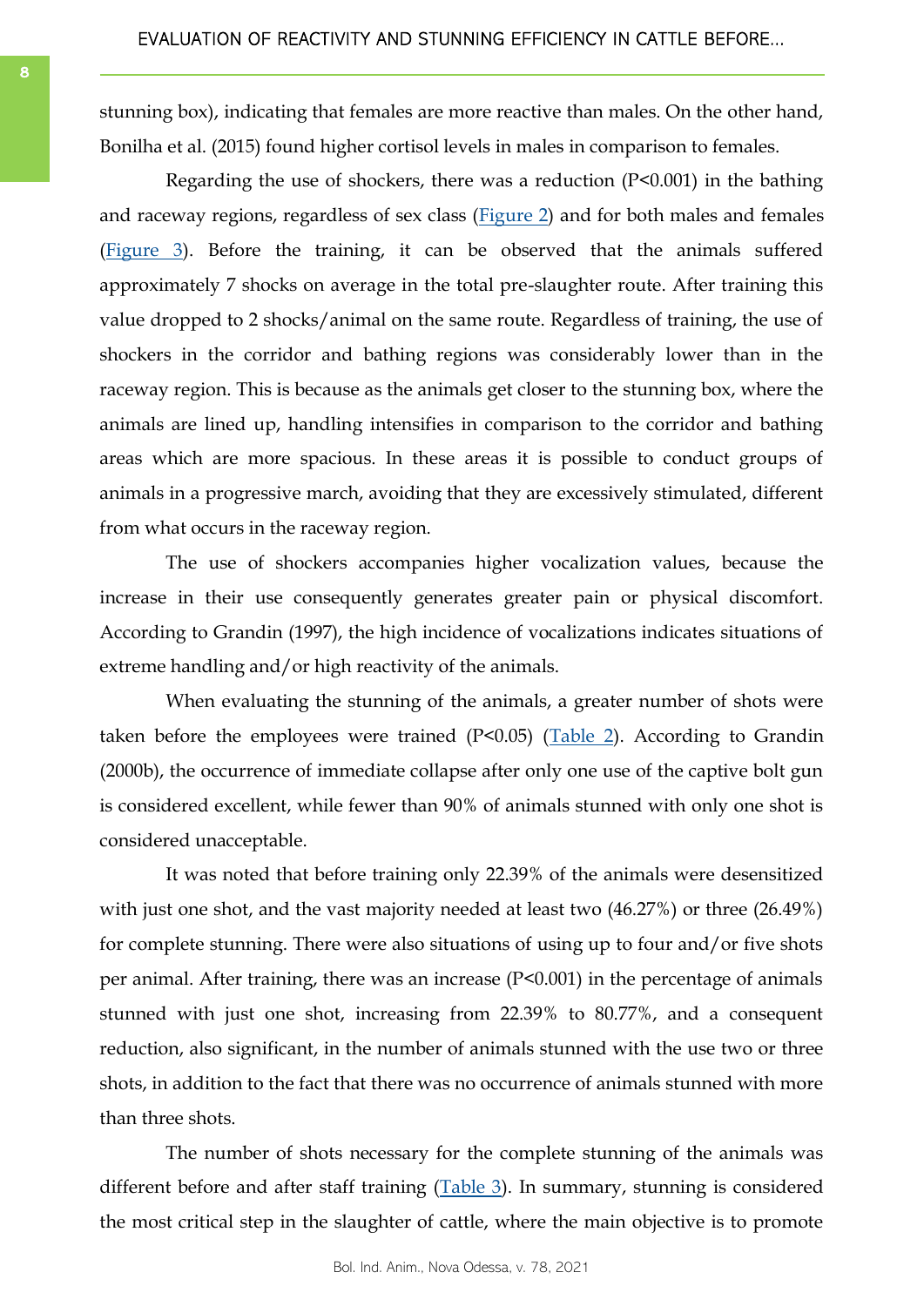stunning box), indicating that females are more reactive than males. On the other hand, Bonilha et al. (2015) found higher cortisol levels in males in comparison to females.

Regarding the use of shockers, there was a reduction ($P<0.001$) in the bathing and raceway regions, regardless of sex class (Figure 2) and for both males and females (Figure 3). Before the training, it can be observed that the animals suffered approximately 7 shocks on average in the total pre-slaughter route. After training this value dropped to 2 shocks/animal on the same route. Regardless of training, the use of shockers in the corridor and bathing regions was considerably lower than in the raceway region. This is because as the animals get closer to the stunning box, where the animals are lined up, handling intensifies in comparison to the corridor and bathing areas which are more spacious. In these areas it is possible to conduct groups of animals in a progressive march, avoiding that they are excessively stimulated, different from what occurs in the raceway region.

The use of shockers accompanies higher vocalization values, because the increase in their use consequently generates greater pain or physical discomfort. According to Grandin (1997), the high incidence of vocalizations indicates situations of extreme handling and/or high reactivity of the animals.

When evaluating the stunning of the animals, a greater number of shots were taken before the employees were trained ($P<0.05$) (Table 2). According to Grandin (2000b), the occurrence of immediate collapse after only one use of the captive bolt gun is considered excellent, while fewer than 90% of animals stunned with only one shot is considered unacceptable.

It was noted that before training only 22.39% of the animals were desensitized with just one shot, and the vast majority needed at least two (46.27%) or three (26.49%) for complete stunning. There were also situations of using up to four and/or five shots per animal. After training, there was an increase ($P<0.001$) in the percentage of animals stunned with just one shot, increasing from 22.39% to 80.77%, and a consequent reduction, also significant, in the number of animals stunned with the use two or three shots, in addition to the fact that there was no occurrence of animals stunned with more than three shots.

The number of shots necessary for the complete stunning of the animals was different before and after staff training (Table 3). In summary, stunning is considered the most critical step in the slaughter of cattle, where the main objective is to promote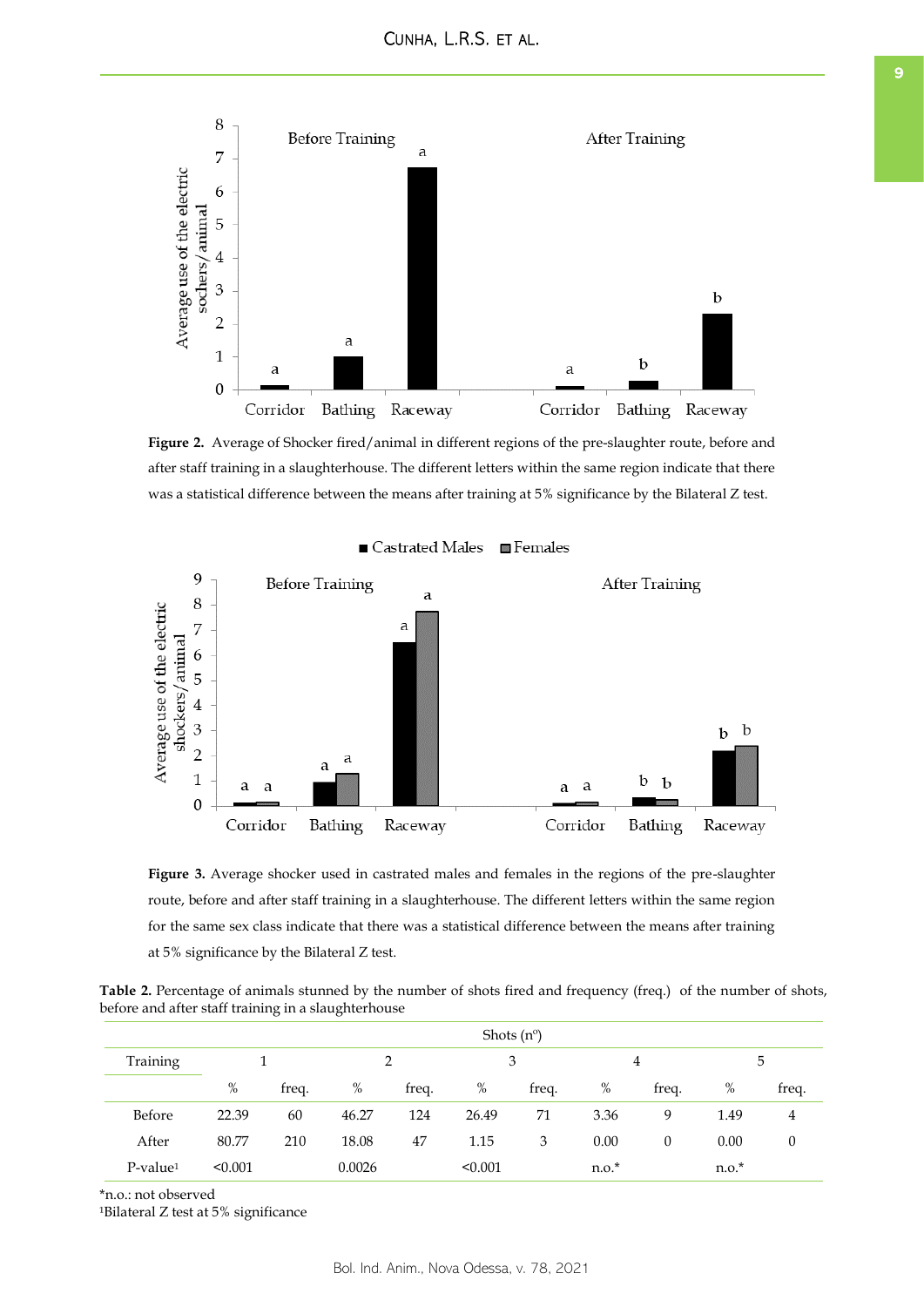**Figure 2.** Average of Shocker fired/animal in different regions of the pre-slaughter route, before and after staff training in a slaughterhouse. The different letters within the same region indicate that there was a statistical difference between the means after training at 5% significance by the Bilateral Z test.

**Figure 3.** Average shocker used in castrated males and females in the regions of the pre-slaughter route, before and after staff training in a slaughterhouse. The different letters within the same region for the same sex class indicate that there was a statistical difference between the means after training at 5% significance by the Bilateral Z test.

**Table 2.** Percentage of animals stunned by the number of shots fired and frequency (freq.) of the number of shots, before and after staff training in a slaughterhouse

| | Shots (nº) | | | | | | | | | |
|---|---|---|---|---|---|---|---|---|---|---|
| Training | 1 | | 2 | | 3 | | 4 | | 5 | |
| | % | freq. | % | freq. | % | freq. | % | freq. | % | freq. |
| Before | 22.39 | 60 | 46.27 | 124 | 26.49 | 71 | 3.36 | 9 | 1.49 | 4 |
| After | 80.77 | 210 | 18.08 | 47 | 1.15 | 3 | 0.00 | 0 | 0.00 | 0 |
| P-value[1] | <0.001 | | 0.0026 | | <0.001 | | n.o.* | | n.o.* | |

*n.o.: not observed

[1]Bilateral Z test at 5% significance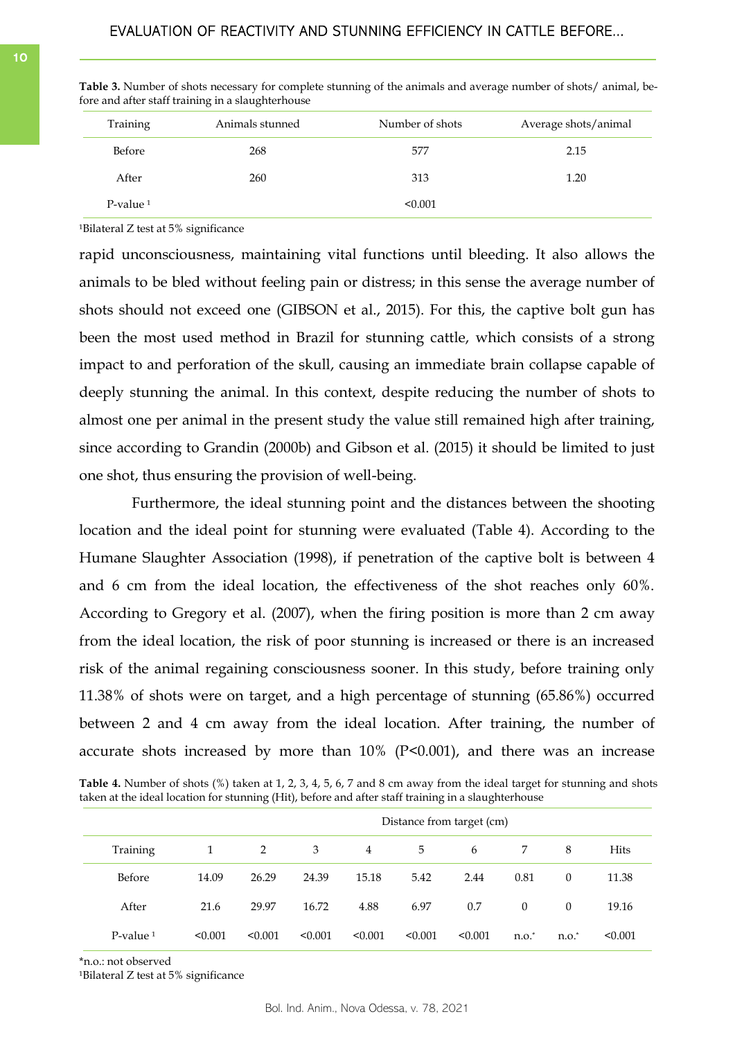**Table 3.** Number of shots necessary for complete stunning of the animals and average number of shots/ animal, before and after staff training in a slaughterhouse

| Training | Animals stunned | Number of shots | Average shots/animal |
|---|---|---|---|
| Before | 268 | 577 | 2.15 |
| After | 260 | 313 | 1.20 |
| P-value [1] | | <0.001 | |

[1]Bilateral Z test at 5% significance

rapid unconsciousness, maintaining vital functions until bleeding. It also allows the animals to be bled without feeling pain or distress; in this sense the average number of shots should not exceed one (GIBSON et al., 2015). For this, the captive bolt gun has been the most used method in Brazil for stunning cattle, which consists of a strong impact to and perforation of the skull, causing an immediate brain collapse capable of deeply stunning the animal. In this context, despite reducing the number of shots to almost one per animal in the present study the value still remained high after training, since according to Grandin (2000b) and Gibson et al. (2015) it should be limited to just one shot, thus ensuring the provision of well-being.

Furthermore, the ideal stunning point and the distances between the shooting location and the ideal point for stunning were evaluated (Table 4). According to the Humane Slaughter Association (1998), if penetration of the captive bolt is between 4 and 6 cm from the ideal location, the effectiveness of the shot reaches only 60%. According to Gregory et al. (2007), when the firing position is more than 2 cm away from the ideal location, the risk of poor stunning is increased or there is an increased risk of the animal regaining consciousness sooner. In this study, before training only 11.38% of shots were on target, and a high percentage of stunning (65.86%) occurred between 2 and 4 cm away from the ideal location. After training, the number of accurate shots increased by more than 10% (P<0.001), and there was an increase

**Table 4.** Number of shots (%) taken at 1, 2, 3, 4, 5, 6, 7 and 8 cm away from the ideal target for stunning and shots taken at the ideal location for stunning (Hit), before and after staff training in a slaughterhouse

| | Distance from target (cm) | | | | | | | | |
|---|---|---|---|---|---|---|---|---|---|
| Training | 1 | 2 | 3 | 4 | 5 | 6 | 7 | 8 | Hits |
| Before | 14.09 | 26.29 | 24.39 | 15.18 | 5.42 | 2.44 | 0.81 | 0 | 11.38 |
| After | 21.6 | 29.97 | 16.72 | 4.88 | 6.97 | 0.7 | 0 | 0 | 19.16 |
| P-value [1] | <0.001 | <0.001 | <0.001 | <0.001 | <0.001 | <0.001 | n.o.* | n.o.* | <0.001 |

*n.o.: not observed

[1]Bilateral Z test at 5% significance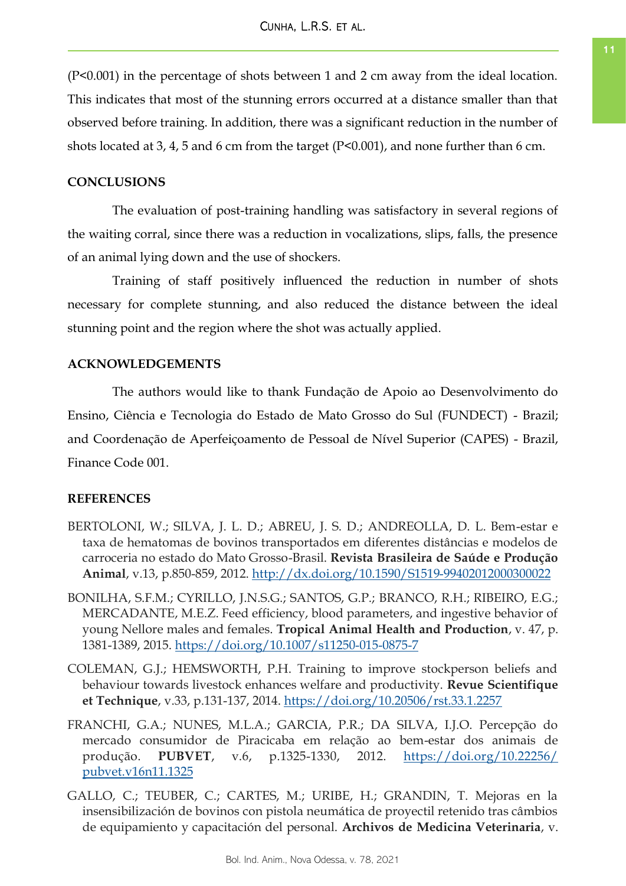(P<0.001) in the percentage of shots between 1 and 2 cm away from the ideal location. This indicates that most of the stunning errors occurred at a distance smaller than that observed before training. In addition, there was a significant reduction in the number of shots located at 3, 4, 5 and 6 cm from the target (P<0.001), and none further than 6 cm.

## CONCLUSIONS

The evaluation of post-training handling was satisfactory in several regions of the waiting corral, since there was a reduction in vocalizations, slips, falls, the presence of an animal lying down and the use of shockers.

Training of staff positively influenced the reduction in number of shots necessary for complete stunning, and also reduced the distance between the ideal stunning point and the region where the shot was actually applied.

## ACKNOWLEDGEMENTS

The authors would like to thank Fundação de Apoio ao Desenvolvimento do Ensino, Ciência e Tecnologia do Estado de Mato Grosso do Sul (FUNDECT) - Brazil; and Coordenação de Aperfeiçoamento de Pessoal de Nível Superior (CAPES) - Brazil, Finance Code 001.

## REFERENCES

BERTOLONI, W.; SILVA, J. L. D.; ABREU, J. S. D.; ANDREOLLA, D. L. Bem-estar e taxa de hematomas de bovinos transportados em diferentes distâncias e modelos de carroceria no estado do Mato Grosso-Brasil. **Revista Brasileira de Saúde e Produção Animal**, v.13, p.850-859, 2012. http://dx.doi.org/10.1590/S1519-99402012000300022

BONILHA, S.F.M.; CYRILLO, J.N.S.G.; SANTOS, G.P.; BRANCO, R.H.; RIBEIRO, E.G.; MERCADANTE, M.E.Z. Feed efficiency, blood parameters, and ingestive behavior of young Nellore males and females. **Tropical Animal Health and Production**, v. 47, p. 1381-1389, 2015. https://doi.org/10.1007/s11250-015-0875-7

COLEMAN, G.J.; HEMSWORTH, P.H. Training to improve stockperson beliefs and behaviour towards livestock enhances welfare and productivity. **Revue Scientifique et Technique**, v.33, p.131-137, 2014. https://doi.org/10.20506/rst.33.1.2257

FRANCHI, G.A.; NUNES, M.L.A.; GARCIA, P.R.; DA SILVA, I.J.O. Percepção do mercado consumidor de Piracicaba em relação ao bem-estar dos animais de produção. **PUBVET**, v.6, p.1325-1330, 2012. https://doi.org/10.22256/pubvet.v16n11.1325

GALLO, C.; TEUBER, C.; CARTES, M.; URIBE, H.; GRANDIN, T. Mejoras en la insensibilización de bovinos con pistola neumática de proyectil retenido tras câmbios de equipamiento y capacitación del personal. **Archivos de Medicina Veterinaria**, v.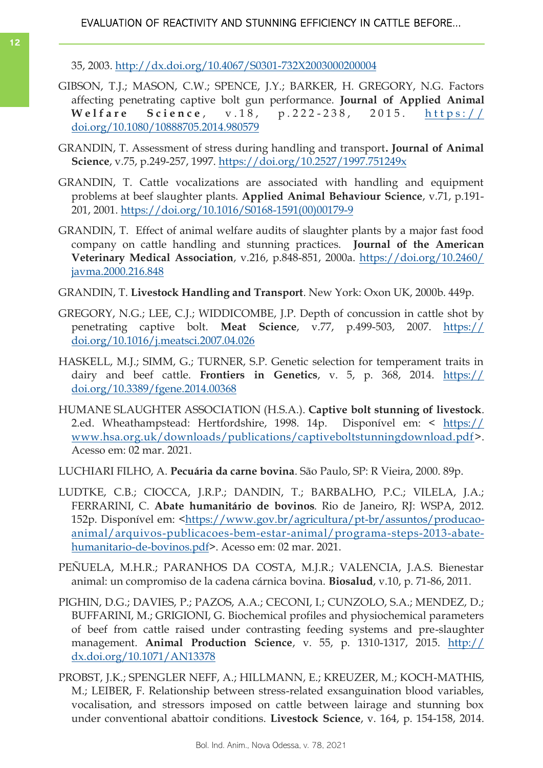35, 2003. http://dx.doi.org/10.4067/S0301-732X2003000200004

GIBSON, T.J.; MASON, C.W.; SPENCE, J.Y.; BARKER, H. GREGORY, N.G. Factors affecting penetrating captive bolt gun performance. **Journal of Applied Animal Welfare Science**, v.18, p.222-238, 2015. https://doi.org/10.1080/10888705.2014.980579

GRANDIN, T. Assessment of stress during handling and transport**. Journal of Animal Science**, v.75, p.249-257, 1997. https://doi.org/10.2527/1997.751249x

GRANDIN, T. Cattle vocalizations are associated with handling and equipment problems at beef slaughter plants. **Applied Animal Behaviour Science**, v.71, p.191-201, 2001. https://doi.org/10.1016/S0168-1591(00)00179-9

GRANDIN, T. Effect of animal welfare audits of slaughter plants by a major fast food company on cattle handling and stunning practices. **Journal of the American Veterinary Medical Association**, v.216, p.848-851, 2000a. https://doi.org/10.2460/javma.2000.216.848

GRANDIN, T. **Livestock Handling and Transport**. New York: Oxon UK, 2000b. 449p.

GREGORY, N.G.; LEE, C.J.; WIDDICOMBE, J.P. Depth of concussion in cattle shot by penetrating captive bolt. **Meat Science**, v.77, p.499-503, 2007. https://doi.org/10.1016/j.meatsci.2007.04.026

HASKELL, M.J.; SIMM, G.; TURNER, S.P. Genetic selection for temperament traits in dairy and beef cattle. **Frontiers in Genetics**, v. 5, p. 368, 2014. https://doi.org/10.3389/fgene.2014.00368

HUMANE SLAUGHTER ASSOCIATION (H.S.A.). **Captive bolt stunning of livestock**. 2.ed. Wheathampstead: Hertfordshire, 1998. 14p. Disponível em: < https://www.hsa.org.uk/downloads/publications/captiveboltstunningdownload.pdf>. Acesso em: 02 mar. 2021.

LUCHIARI FILHO, A. **Pecuária da carne bovina**. São Paulo, SP: R Vieira, 2000. 89p.

LUDTKE, C.B.; CIOCCA, J.R.P.; DANDIN, T.; BARBALHO, P.C.; VILELA, J.A.; FERRARINI, C. **Abate humanitário de bovinos**. Rio de Janeiro, RJ: WSPA, 2012. 152p. Disponível em: <https://www.gov.br/agricultura/pt-br/assuntos/producao-animal/arquivos-publicacoes-bem-estar-animal/programa-steps-2013-abate-humanitario-de-bovinos.pdf>. Acesso em: 02 mar. 2021.

PEÑUELA, M.H.R.; PARANHOS DA COSTA, M.J.R.; VALENCIA, J.A.S. Bienestar animal: un compromiso de la cadena cárnica bovina. **Biosalud**, v.10, p. 71-86, 2011.

PIGHIN, D.G.; DAVIES, P.; PAZOS, A.A.; CECONI, I.; CUNZOLO, S.A.; MENDEZ, D.; BUFFARINI, M.; GRIGIONI, G. Biochemical profiles and physiochemical parameters of beef from cattle raised under contrasting feeding systems and pre-slaughter management. **Animal Production Science**, v. 55, p. 1310-1317, 2015. http://dx.doi.org/10.1071/AN13378

PROBST, J.K.; SPENGLER NEFF, A.; HILLMANN, E.; KREUZER, M.; KOCH-MATHIS, M.; LEIBER, F. Relationship between stress-related exsanguination blood variables, vocalisation, and stressors imposed on cattle between lairage and stunning box under conventional abattoir conditions. **Livestock Science**, v. 164, p. 154-158, 2014.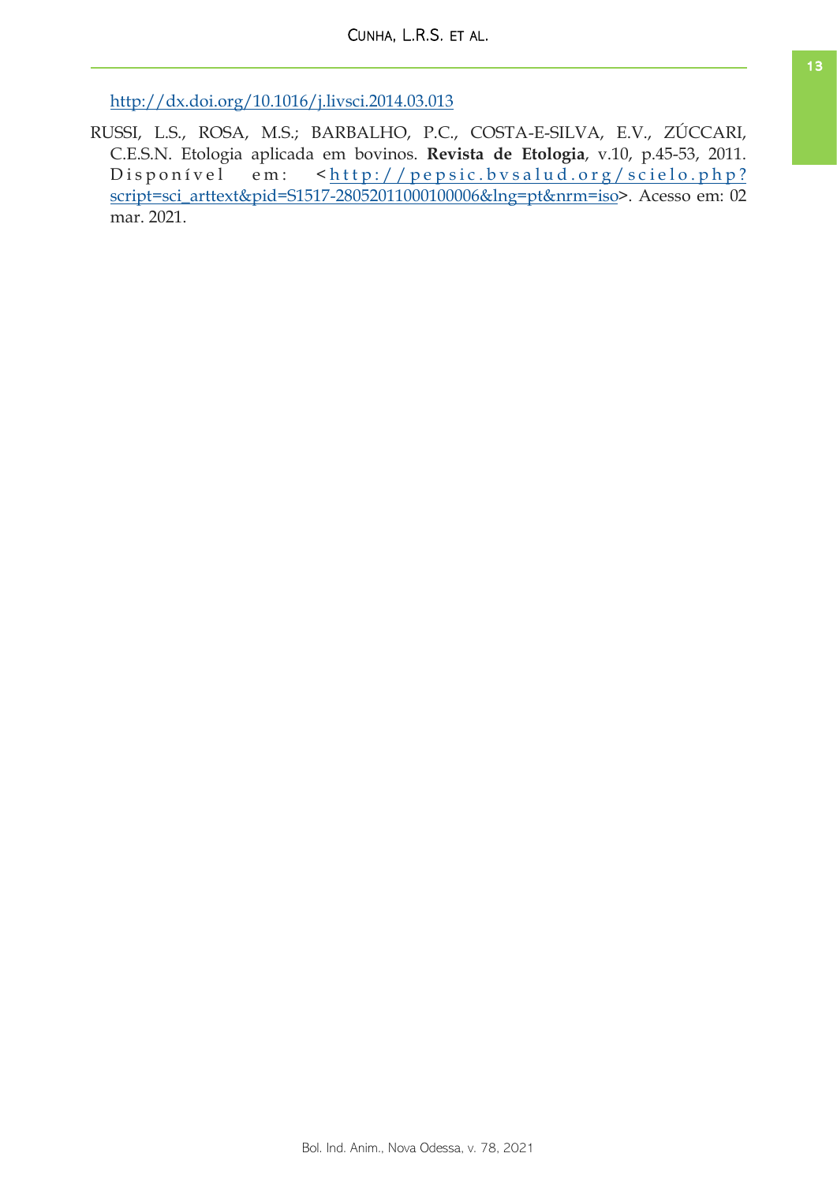http://dx.doi.org/10.1016/j.livsci.2014.03.013

RUSSI, L.S., ROSA, M.S.; BARBALHO, P.C., COSTA-E-SILVA, E.V., ZÚCCARI, C.E.S.N. Etologia aplicada em bovinos. **Revista de Etologia**, v.10, p.45-53, 2011. Disponível em: <http://pepsic.bvsalud.org/scielo.php?script=sci_arttext&pid=S1517-28052011000100006&lng=pt&nrm=iso>. Acesso em: 02 mar. 2021.